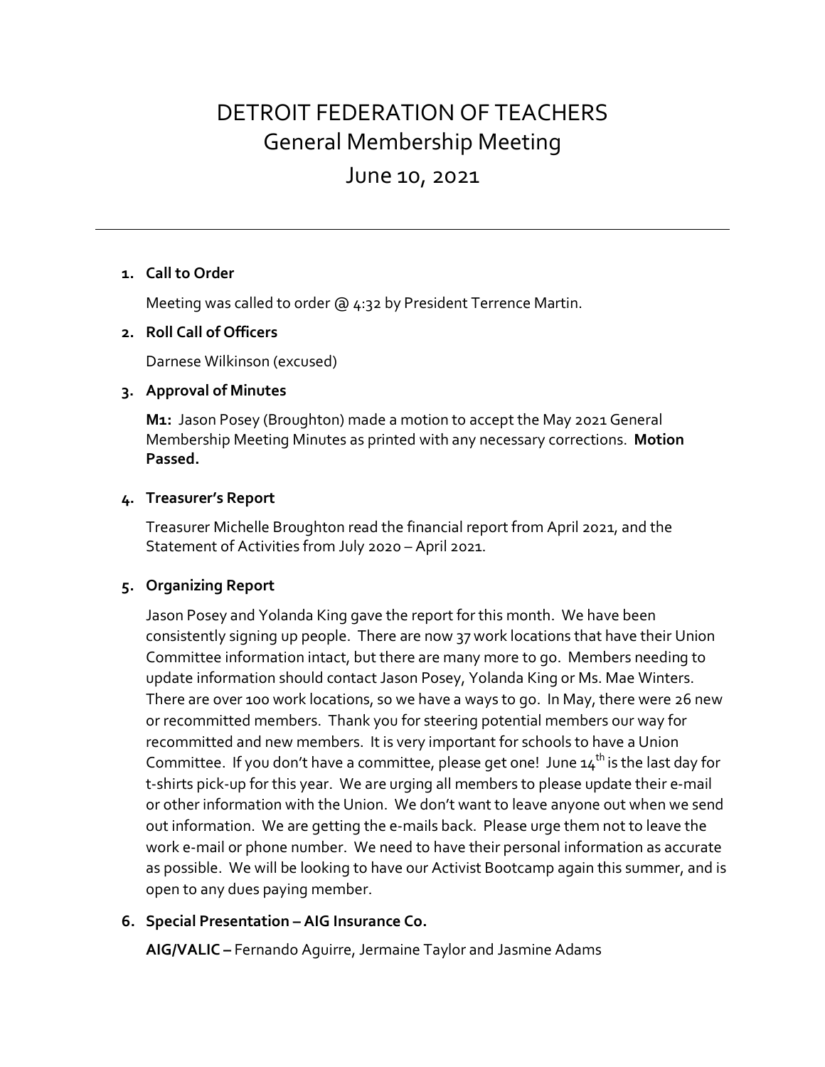# DETROIT FEDERATION OF TEACHERS
## General Membership Meeting
## June 10, 2021

---

1. **Call to Order**

   Meeting was called to order @ 4:32 by President Terrence Martin.

2. **Roll Call of Officers**

   Darnese Wilkinson (excused)

3. **Approval of Minutes**

   **M1:** Jason Posey (Broughton) made a motion to accept the May 2021 General Membership Meeting Minutes as printed with any necessary corrections. **Motion Passed.**

4. **Treasurer's Report**

   Treasurer Michelle Broughton read the financial report from April 2021, and the Statement of Activities from July 2020 – April 2021.

5. **Organizing Report**

   Jason Posey and Yolanda King gave the report for this month. We have been consistently signing up people. There are now 37 work locations that have their Union Committee information intact, but there are many more to go. Members needing to update information should contact Jason Posey, Yolanda King or Ms. Mae Winters. There are over 100 work locations, so we have a ways to go. In May, there were 26 new or recommitted members. Thank you for steering potential members our way for recommitted and new members. It is very important for schools to have a Union Committee. If you don't have a committee, please get one! June 14th is the last day for t-shirts pick-up for this year. We are urging all members to please update their e-mail or other information with the Union. We don't want to leave anyone out when we send out information. We are getting the e-mails back. Please urge them not to leave the work e-mail or phone number. We need to have their personal information as accurate as possible. We will be looking to have our Activist Bootcamp again this summer, and is open to any dues paying member.

6. **Special Presentation – AIG Insurance Co.**

   **AIG/VALIC –** Fernando Aguirre, Jermaine Taylor and Jasmine Adams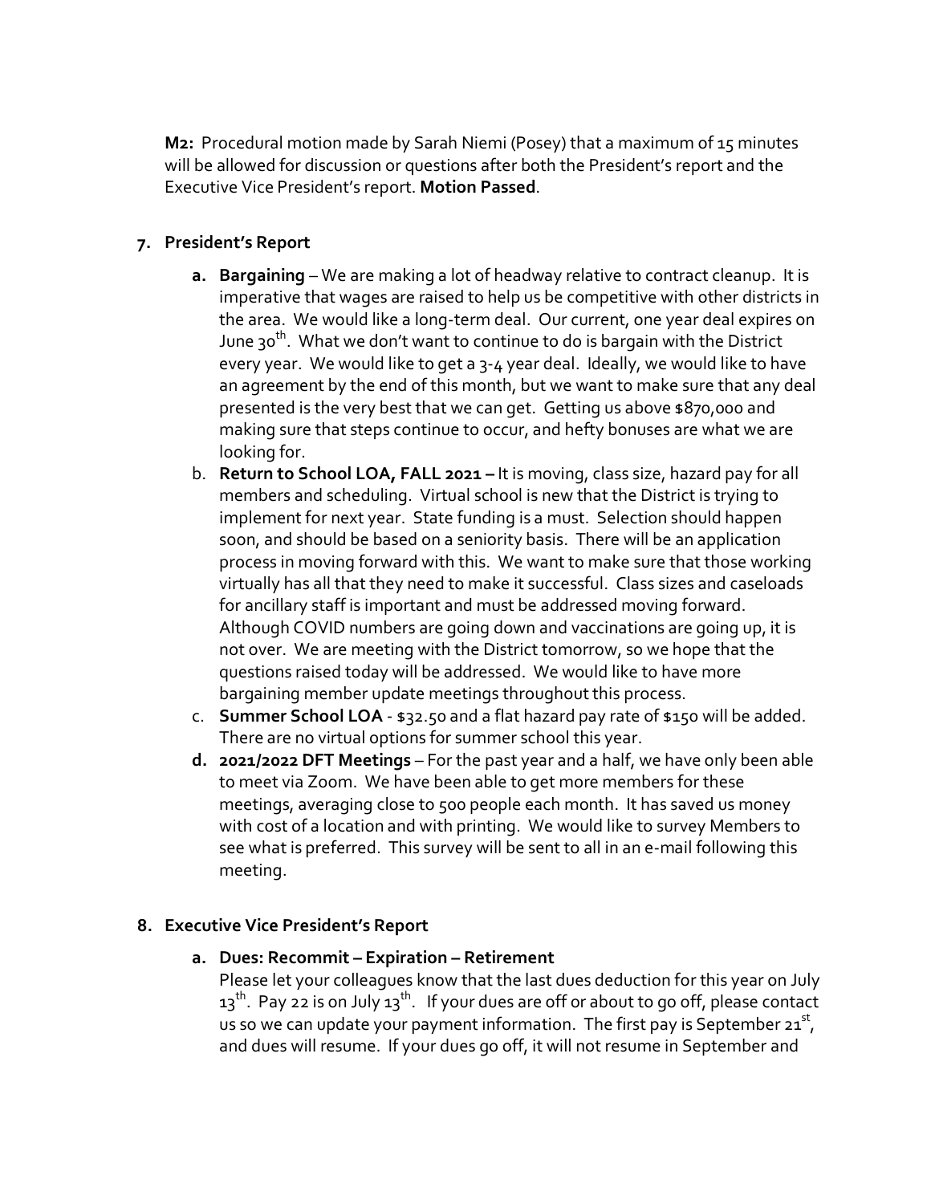**M2:** Procedural motion made by Sarah Niemi (Posey) that a maximum of 15 minutes will be allowed for discussion or questions after both the President's report and the Executive Vice President's report. **Motion Passed**.

7. **President's Report**

   a. **Bargaining** – We are making a lot of headway relative to contract cleanup. It is imperative that wages are raised to help us be competitive with other districts in the area. We would like a long-term deal. Our current, one year deal expires on June 30th. What we don't want to continue to do is bargain with the District every year. We would like to get a 3-4 year deal. Ideally, we would like to have an agreement by the end of this month, but we want to make sure that any deal presented is the very best that we can get. Getting us above $870,000 and making sure that steps continue to occur, and hefty bonuses are what we are looking for.

   b. **Return to School LOA, FALL 2021 –** It is moving, class size, hazard pay for all members and scheduling. Virtual school is new that the District is trying to implement for next year. State funding is a must. Selection should happen soon, and should be based on a seniority basis. There will be an application process in moving forward with this. We want to make sure that those working virtually has all that they need to make it successful. Class sizes and caseloads for ancillary staff is important and must be addressed moving forward. Although COVID numbers are going down and vaccinations are going up, it is not over. We are meeting with the District tomorrow, so we hope that the questions raised today will be addressed. We would like to have more bargaining member update meetings throughout this process.

   c. **Summer School LOA** - $32.50 and a flat hazard pay rate of $150 will be added. There are no virtual options for summer school this year.

   d. **2021/2022 DFT Meetings** – For the past year and a half, we have only been able to meet via Zoom. We have been able to get more members for these meetings, averaging close to 500 people each month. It has saved us money with cost of a location and with printing. We would like to survey Members to see what is preferred. This survey will be sent to all in an e-mail following this meeting.

8. **Executive Vice President's Report**

   a. **Dues: Recommit – Expiration – Retirement**

      Please let your colleagues know that the last dues deduction for this year on July 13th. Pay 22 is on July 13th. If your dues are off or about to go off, please contact us so we can update your payment information. The first pay is September 21st, and dues will resume. If your dues go off, it will not resume in September and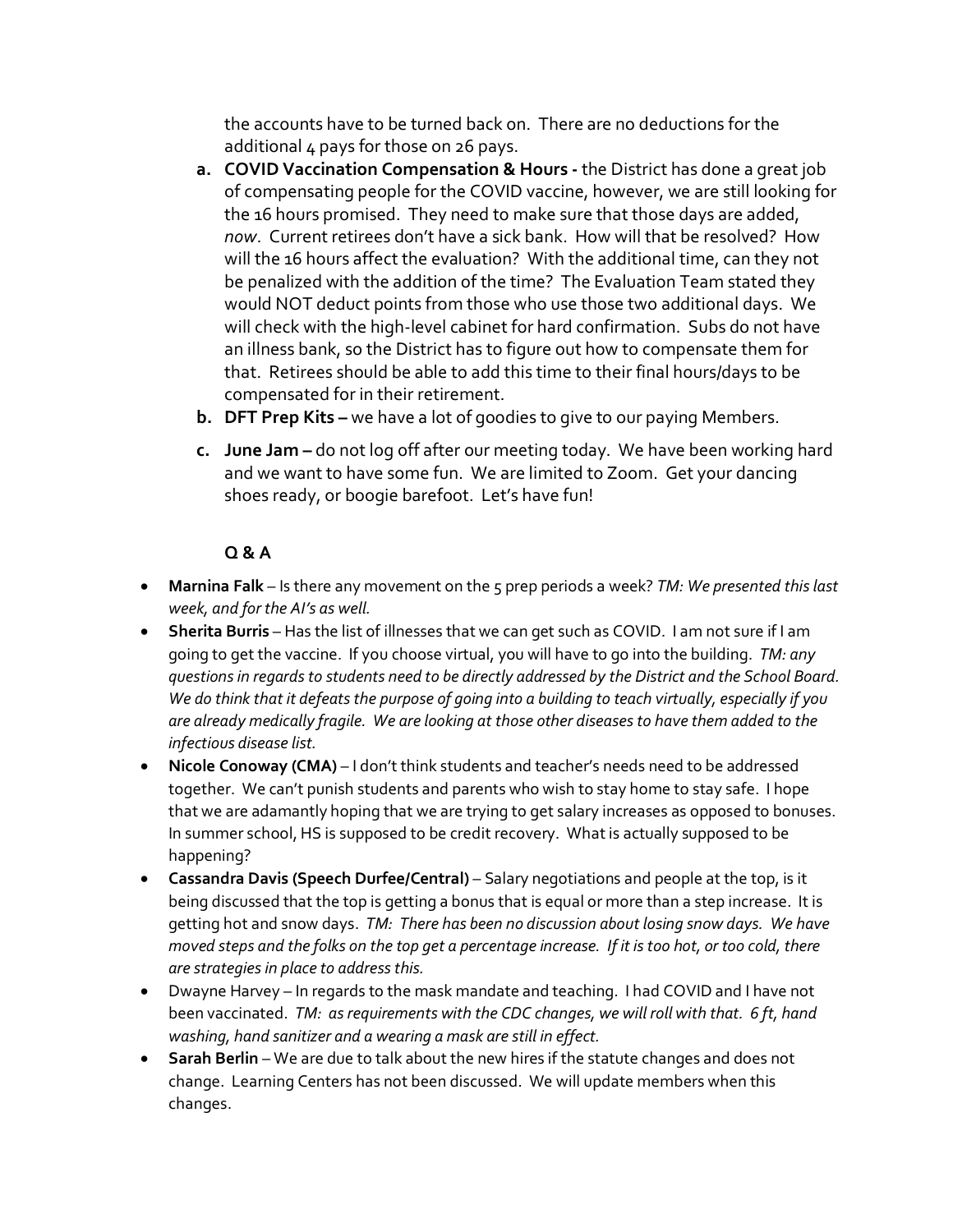the accounts have to be turned back on. There are no deductions for the additional 4 pays for those on 26 pays.

a. **COVID Vaccination Compensation & Hours -** the District has done a great job of compensating people for the COVID vaccine, however, we are still looking for the 16 hours promised. They need to make sure that those days are added, *now*. Current retirees don't have a sick bank. How will that be resolved? How will the 16 hours affect the evaluation? With the additional time, can they not be penalized with the addition of the time? The Evaluation Team stated they would NOT deduct points from those who use those two additional days. We will check with the high-level cabinet for hard confirmation. Subs do not have an illness bank, so the District has to figure out how to compensate them for that. Retirees should be able to add this time to their final hours/days to be compensated for in their retirement.
b. **DFT Prep Kits –** we have a lot of goodies to give to our paying Members.
c. **June Jam –** do not log off after our meeting today. We have been working hard and we want to have some fun. We are limited to Zoom. Get your dancing shoes ready, or boogie barefoot. Let's have fun!

**Q & A**

- **Marnina Falk** – Is there any movement on the 5 prep periods a week? *TM: We presented this last week, and for the AI's as well.*
- **Sherita Burris** – Has the list of illnesses that we can get such as COVID. I am not sure if I am going to get the vaccine. If you choose virtual, you will have to go into the building. *TM: any questions in regards to students need to be directly addressed by the District and the School Board. We do think that it defeats the purpose of going into a building to teach virtually, especially if you are already medically fragile. We are looking at those other diseases to have them added to the infectious disease list.*
- **Nicole Conoway (CMA)** – I don't think students and teacher's needs need to be addressed together. We can't punish students and parents who wish to stay home to stay safe. I hope that we are adamantly hoping that we are trying to get salary increases as opposed to bonuses. In summer school, HS is supposed to be credit recovery. What is actually supposed to be happening?
- **Cassandra Davis (Speech Durfee/Central)** – Salary negotiations and people at the top, is it being discussed that the top is getting a bonus that is equal or more than a step increase. It is getting hot and snow days. *TM: There has been no discussion about losing snow days. We have moved steps and the folks on the top get a percentage increase. If it is too hot, or too cold, there are strategies in place to address this.*
- Dwayne Harvey – In regards to the mask mandate and teaching. I had COVID and I have not been vaccinated. *TM: as requirements with the CDC changes, we will roll with that. 6 ft, hand washing, hand sanitizer and a wearing a mask are still in effect.*
- **Sarah Berlin** – We are due to talk about the new hires if the statute changes and does not change. Learning Centers has not been discussed. We will update members when this changes.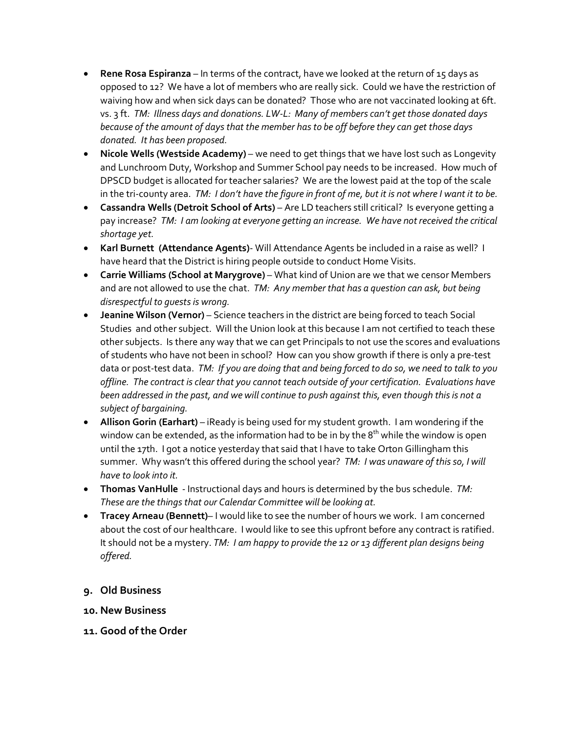- **Rene Rosa Espiranza** – In terms of the contract, have we looked at the return of 15 days as opposed to 12? We have a lot of members who are really sick. Could we have the restriction of waiving how and when sick days can be donated? Those who are not vaccinated looking at 6ft. vs. 3 ft. *TM: Illness days and donations. LW-L: Many of members can't get those donated days because of the amount of days that the member has to be off before they can get those days donated. It has been proposed.*
- **Nicole Wells (Westside Academy)** – we need to get things that we have lost such as Longevity and Lunchroom Duty, Workshop and Summer School pay needs to be increased. How much of DPSCD budget is allocated for teacher salaries? We are the lowest paid at the top of the scale in the tri-county area. *TM: I don't have the figure in front of me, but it is not where I want it to be.*
- **Cassandra Wells (Detroit School of Arts)** – Are LD teachers still critical? Is everyone getting a pay increase? *TM: I am looking at everyone getting an increase. We have not received the critical shortage yet.*
- **Karl Burnett (Attendance Agents)**- Will Attendance Agents be included in a raise as well? I have heard that the District is hiring people outside to conduct Home Visits.
- **Carrie Williams (School at Marygrove)** – What kind of Union are we that we censor Members and are not allowed to use the chat. *TM: Any member that has a question can ask, but being disrespectful to guests is wrong.*
- **Jeanine Wilson (Vernor)** – Science teachers in the district are being forced to teach Social Studies and other subject. Will the Union look at this because I am not certified to teach these other subjects. Is there any way that we can get Principals to not use the scores and evaluations of students who have not been in school? How can you show growth if there is only a pre-test data or post-test data. *TM: If you are doing that and being forced to do so, we need to talk to you offline. The contract is clear that you cannot teach outside of your certification. Evaluations have been addressed in the past, and we will continue to push against this, even though this is not a subject of bargaining.*
- **Allison Gorin (Earhart)** – iReady is being used for my student growth. I am wondering if the window can be extended, as the information had to be in by the 8th while the window is open until the 17th. I got a notice yesterday that said that I have to take Orton Gillingham this summer. Why wasn't this offered during the school year? *TM: I was unaware of this so, I will have to look into it.*
- **Thomas VanHulle** - Instructional days and hours is determined by the bus schedule. *TM: These are the things that our Calendar Committee will be looking at.*
- **Tracey Arneau (Bennett)**– I would like to see the number of hours we work. I am concerned about the cost of our healthcare. I would like to see this upfront before any contract is ratified. It should not be a mystery. *TM: I am happy to provide the 12 or 13 different plan designs being offered.*

## 9. Old Business

## 10. New Business

## 11. Good of the Order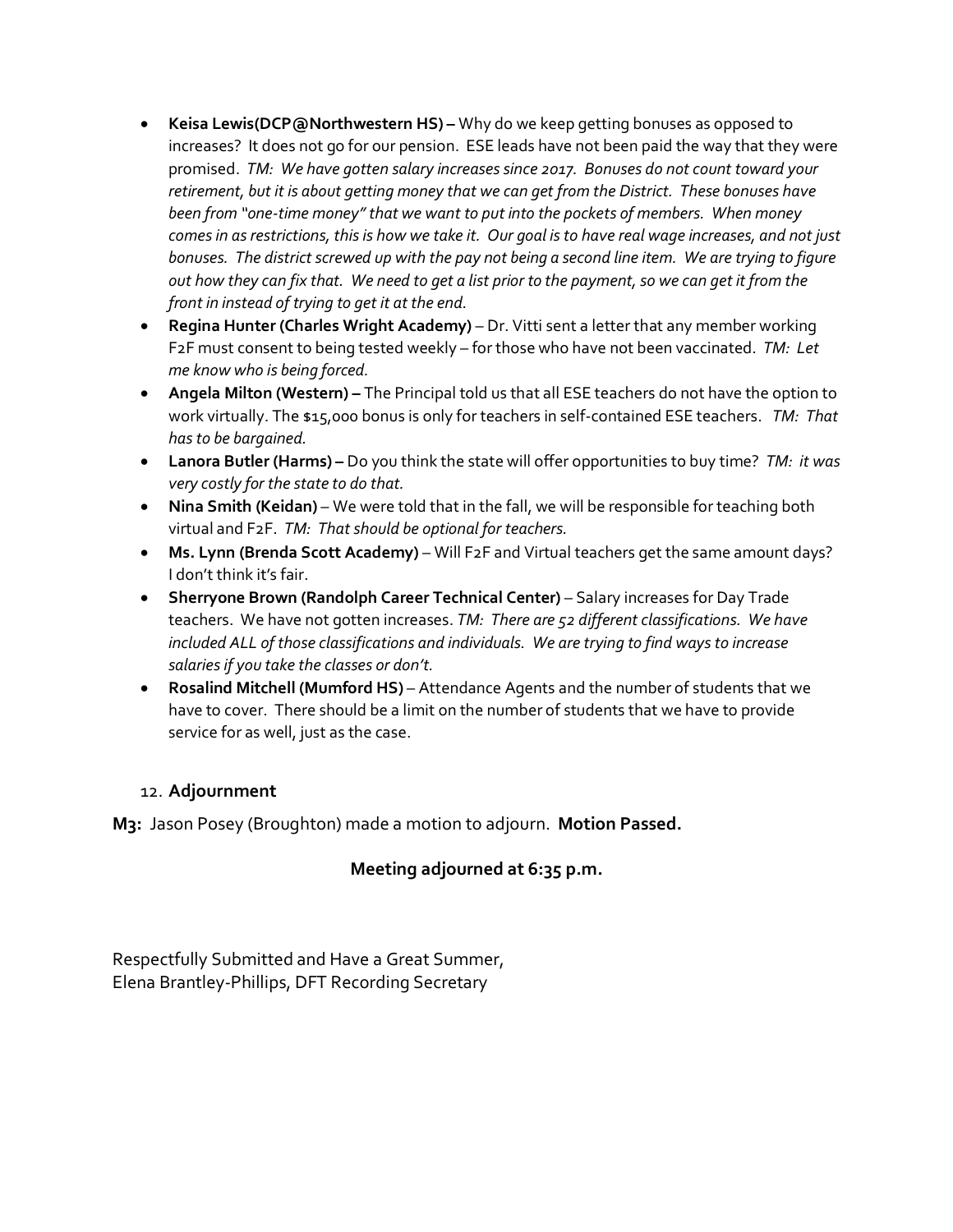- **Keisa Lewis(DCP@Northwestern HS) –** Why do we keep getting bonuses as opposed to increases? It does not go for our pension. ESE leads have not been paid the way that they were promised. *TM: We have gotten salary increases since 2017. Bonuses do not count toward your retirement, but it is about getting money that we can get from the District. These bonuses have been from "one-time money" that we want to put into the pockets of members. When money comes in as restrictions, this is how we take it. Our goal is to have real wage increases, and not just bonuses. The district screwed up with the pay not being a second line item. We are trying to figure out how they can fix that. We need to get a list prior to the payment, so we can get it from the front in instead of trying to get it at the end.*
- **Regina Hunter (Charles Wright Academy)** – Dr. Vitti sent a letter that any member working F2F must consent to being tested weekly – for those who have not been vaccinated. *TM: Let me know who is being forced.*
- **Angela Milton (Western) –** The Principal told us that all ESE teachers do not have the option to work virtually. The $15,000 bonus is only for teachers in self-contained ESE teachers. *TM: That has to be bargained.*
- **Lanora Butler (Harms) –** Do you think the state will offer opportunities to buy time? *TM: it was very costly for the state to do that.*
- **Nina Smith (Keidan)** – We were told that in the fall, we will be responsible for teaching both virtual and F2F. *TM: That should be optional for teachers.*
- **Ms. Lynn (Brenda Scott Academy)** – Will F2F and Virtual teachers get the same amount days? I don't think it's fair.
- **Sherryone Brown (Randolph Career Technical Center)** – Salary increases for Day Trade teachers. We have not gotten increases. *TM: There are 52 different classifications. We have included ALL of those classifications and individuals. We are trying to find ways to increase salaries if you take the classes or don't.*
- **Rosalind Mitchell (Mumford HS)** – Attendance Agents and the number of students that we have to cover. There should be a limit on the number of students that we have to provide service for as well, just as the case.

12. **Adjournment**

**M3:** Jason Posey (Broughton) made a motion to adjourn. **Motion Passed.**

**Meeting adjourned at 6:35 p.m.**

Respectfully Submitted and Have a Great Summer,
Elena Brantley-Phillips, DFT Recording Secretary